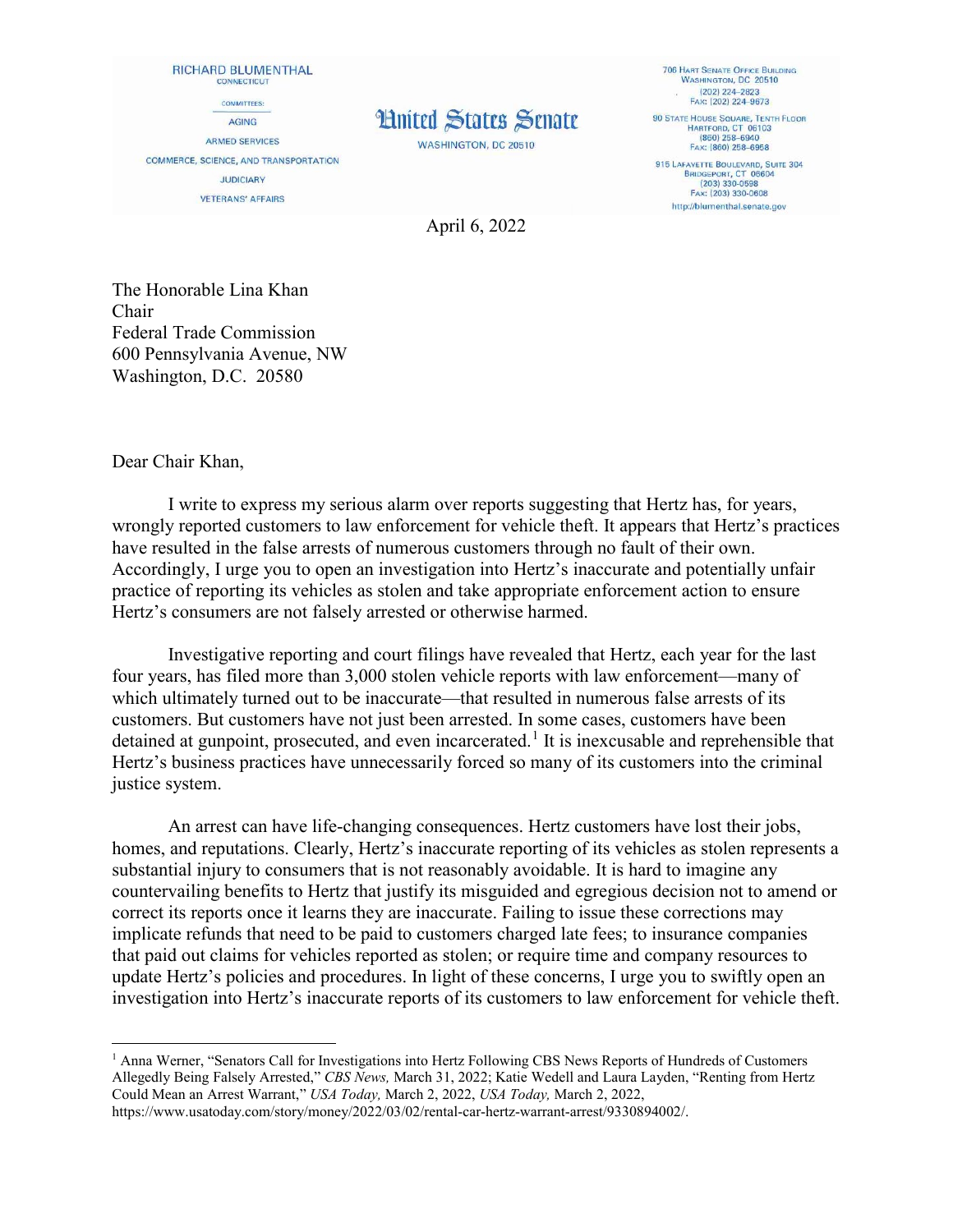RICHARD BLUMENTHAL
CONNECTICUT

COMMITTEES:
AGING
ARMED SERVICES
COMMERCE, SCIENCE, AND TRANSPORTATION
JUDICIARY
VETERANS' AFFAIRS

**United States Senate**
WASHINGTON, DC 20510

706 HART SENATE OFFICE BUILDING
WASHINGTON, DC 20510
(202) 224-2823
FAX: (202) 224-9673

90 STATE HOUSE SQUARE, TENTH FLOOR
HARTFORD, CT 06103
(860) 258-6940
FAX: (860) 258-6958

915 LAFAYETTE BOULEVARD, SUITE 304
BRIDGEPORT, CT 06604
(203) 330-0598
FAX: (203) 330-0608

http://blumenthal.senate.gov

April 6, 2022

The Honorable Lina Khan
Chair
Federal Trade Commission
600 Pennsylvania Avenue, NW
Washington, D.C. 20580

Dear Chair Khan,

I write to express my serious alarm over reports suggesting that Hertz has, for years, wrongly reported customers to law enforcement for vehicle theft. It appears that Hertz's practices have resulted in the false arrests of numerous customers through no fault of their own. Accordingly, I urge you to open an investigation into Hertz's inaccurate and potentially unfair practice of reporting its vehicles as stolen and take appropriate enforcement action to ensure Hertz's consumers are not falsely arrested or otherwise harmed.

Investigative reporting and court filings have revealed that Hertz, each year for the last four years, has filed more than 3,000 stolen vehicle reports with law enforcement—many of which ultimately turned out to be inaccurate—that resulted in numerous false arrests of its customers. But customers have not just been arrested. In some cases, customers have been detained at gunpoint, prosecuted, and even incarcerated.[1] It is inexcusable and reprehensible that Hertz's business practices have unnecessarily forced so many of its customers into the criminal justice system.

An arrest can have life-changing consequences. Hertz customers have lost their jobs, homes, and reputations. Clearly, Hertz's inaccurate reporting of its vehicles as stolen represents a substantial injury to consumers that is not reasonably avoidable. It is hard to imagine any countervailing benefits to Hertz that justify its misguided and egregious decision not to amend or correct its reports once it learns they are inaccurate. Failing to issue these corrections may implicate refunds that need to be paid to customers charged late fees; to insurance companies that paid out claims for vehicles reported as stolen; or require time and company resources to update Hertz's policies and procedures. In light of these concerns, I urge you to swiftly open an investigation into Hertz's inaccurate reports of its customers to law enforcement for vehicle theft.

---

[1] Anna Werner, "Senators Call for Investigations into Hertz Following CBS News Reports of Hundreds of Customers Allegedly Being Falsely Arrested," *CBS News,* March 31, 2022; Katie Wedell and Laura Layden, "Renting from Hertz Could Mean an Arrest Warrant," *USA Today,* March 2, 2022, *USA Today,* March 2, 2022, https://www.usatoday.com/story/money/2022/03/02/rental-car-hertz-warrant-arrest/9330894002/.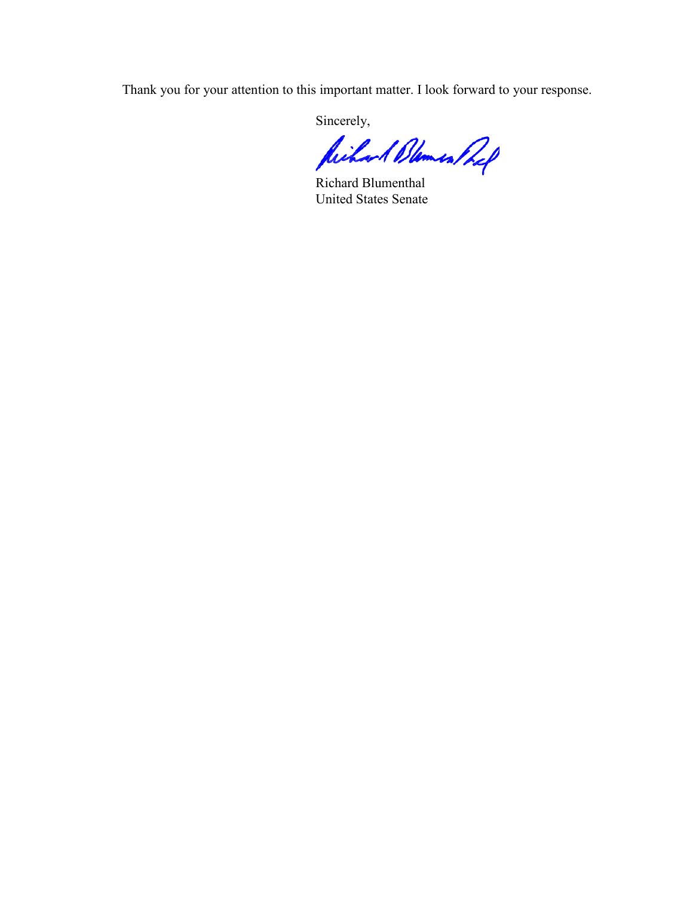Thank you for your attention to this important matter. I look forward to your response.

Sincerely,

Richard Blumenthal
United States Senate